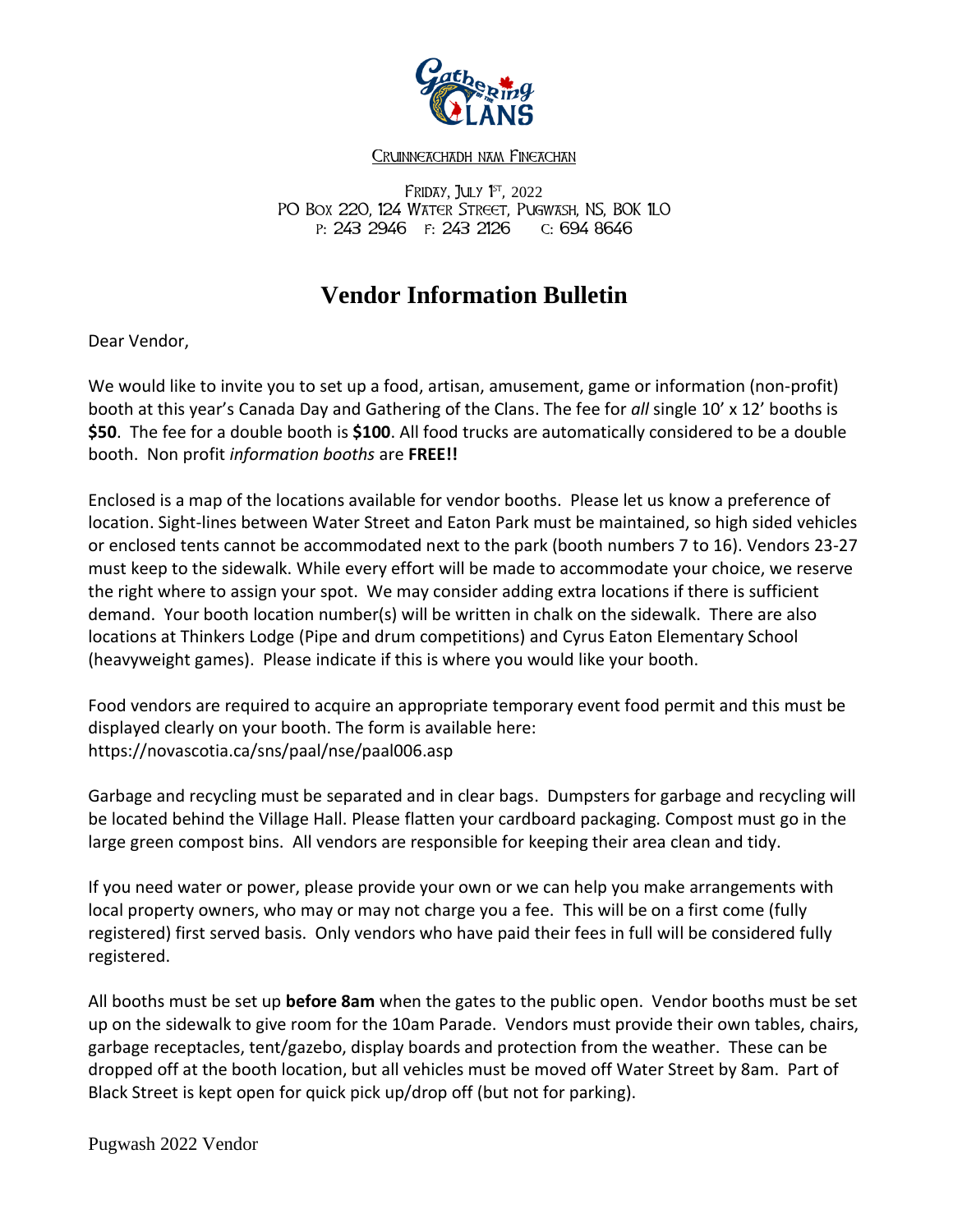Cruinneachadh nam Fineachan

Friday, July 1st, 2022
PO Box 220, 124 Water Street, Pugwash, NS, B0K 1L0
P: 243 2946 F: 243 2126 C: 694 8646

# Vendor Information Bulletin

Dear Vendor,

We would like to invite you to set up a food, artisan, amusement, game or information (non-profit) booth at this year's Canada Day and Gathering of the Clans. The fee for *all* single 10' x 12' booths is **$50**. The fee for a double booth is **$100**. All food trucks are automatically considered to be a double booth. Non profit *information booths* are **FREE!!**

Enclosed is a map of the locations available for vendor booths. Please let us know a preference of location. Sight-lines between Water Street and Eaton Park must be maintained, so high sided vehicles or enclosed tents cannot be accommodated next to the park (booth numbers 7 to 16). Vendors 23-27 must keep to the sidewalk. While every effort will be made to accommodate your choice, we reserve the right where to assign your spot. We may consider adding extra locations if there is sufficient demand. Your booth location number(s) will be written in chalk on the sidewalk. There are also locations at Thinkers Lodge (Pipe and drum competitions) and Cyrus Eaton Elementary School (heavyweight games). Please indicate if this is where you would like your booth.

Food vendors are required to acquire an appropriate temporary event food permit and this must be displayed clearly on your booth. The form is available here: https://novascotia.ca/sns/paal/nse/paal006.asp

Garbage and recycling must be separated and in clear bags. Dumpsters for garbage and recycling will be located behind the Village Hall. Please flatten your cardboard packaging. Compost must go in the large green compost bins. All vendors are responsible for keeping their area clean and tidy.

If you need water or power, please provide your own or we can help you make arrangements with local property owners, who may or may not charge you a fee. This will be on a first come (fully registered) first served basis. Only vendors who have paid their fees in full will be considered fully registered.

All booths must be set up **before 8am** when the gates to the public open. Vendor booths must be set up on the sidewalk to give room for the 10am Parade. Vendors must provide their own tables, chairs, garbage receptacles, tent/gazebo, display boards and protection from the weather. These can be dropped off at the booth location, but all vehicles must be moved off Water Street by 8am. Part of Black Street is kept open for quick pick up/drop off (but not for parking).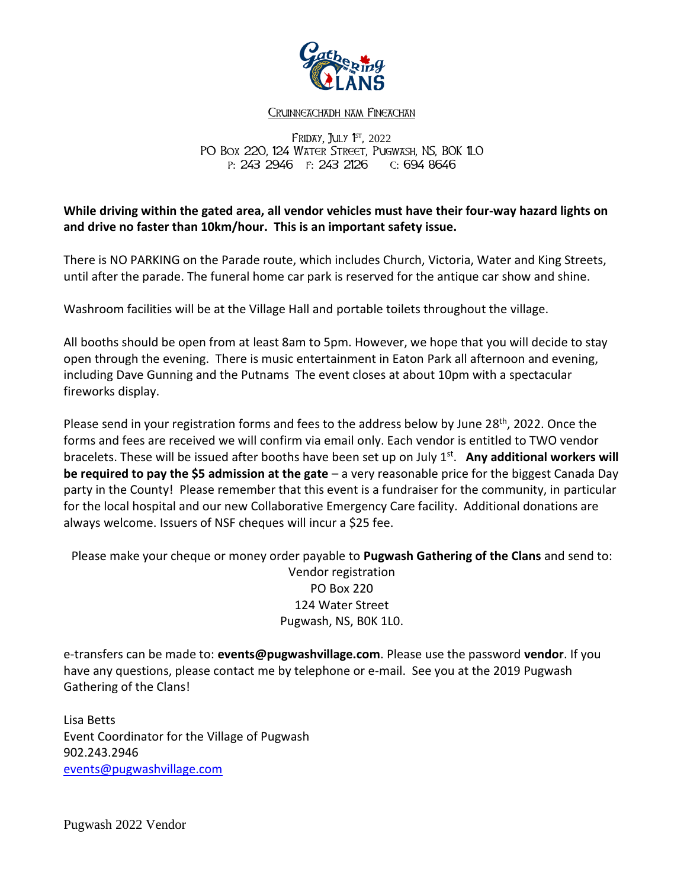Cruinneachadh nam Fineachan

Friday, July 1st, 2022
PO Box 220, 124 Water Street, Pugwash, NS, B0K 1L0
P: 243 2946 F: 243 2126 C: 694 8646

**While driving within the gated area, all vendor vehicles must have their four-way hazard lights on and drive no faster than 10km/hour. This is an important safety issue.**

There is NO PARKING on the Parade route, which includes Church, Victoria, Water and King Streets, until after the parade. The funeral home car park is reserved for the antique car show and shine.

Washroom facilities will be at the Village Hall and portable toilets throughout the village.

All booths should be open from at least 8am to 5pm. However, we hope that you will decide to stay open through the evening. There is music entertainment in Eaton Park all afternoon and evening, including Dave Gunning and the Putnams The event closes at about 10pm with a spectacular fireworks display.

Please send in your registration forms and fees to the address below by June 28th, 2022. Once the forms and fees are received we will confirm via email only. Each vendor is entitled to TWO vendor bracelets. These will be issued after booths have been set up on July 1st. **Any additional workers will be required to pay the $5 admission at the gate** – a very reasonable price for the biggest Canada Day party in the County! Please remember that this event is a fundraiser for the community, in particular for the local hospital and our new Collaborative Emergency Care facility. Additional donations are always welcome. Issuers of NSF cheques will incur a $25 fee.

Please make your cheque or money order payable to **Pugwash Gathering of the Clans** and send to:

Vendor registration
PO Box 220
124 Water Street
Pugwash, NS, B0K 1L0.

e-transfers can be made to: **events@pugwashvillage.com**. Please use the password **vendor**. If you have any questions, please contact me by telephone or e-mail. See you at the 2019 Pugwash Gathering of the Clans!

Lisa Betts
Event Coordinator for the Village of Pugwash
902.243.2946
events@pugwashvillage.com